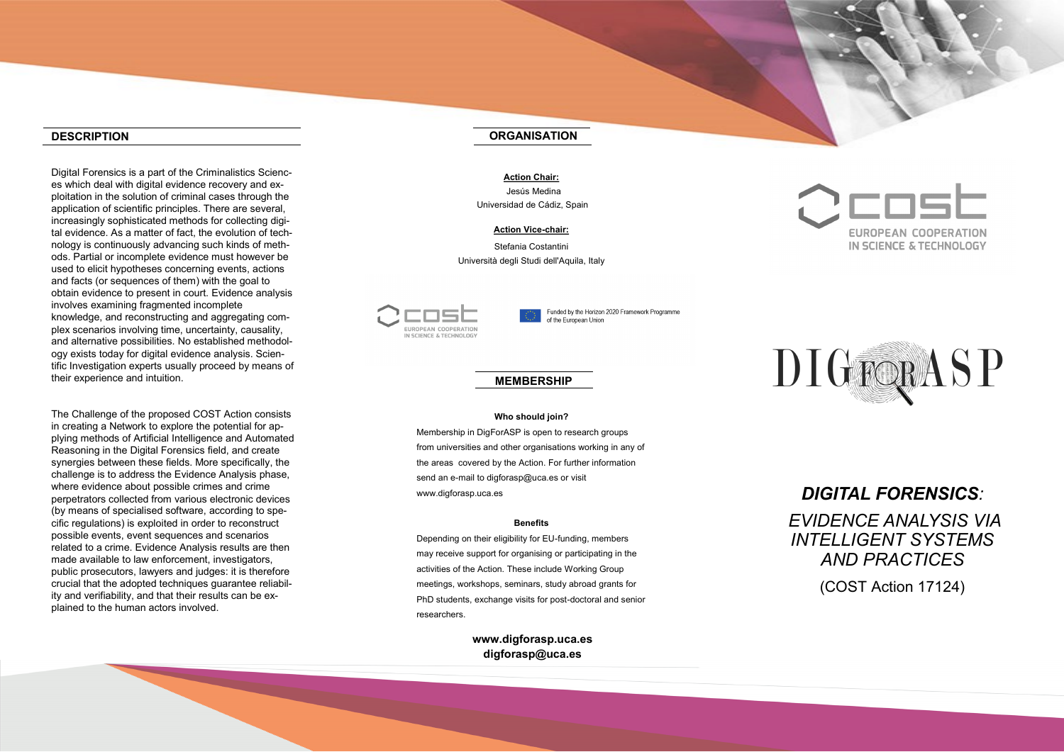## DESCRIPTION

Digital Forensics is a part of the Criminalistics Sciences which deal with digital evidence recovery and exploitation in the solution of criminal cases through the application of scientific principles. There are several, increasingly sophisticated methods for collecting digital evidence. As a matter of fact, the evolution of technology is continuously advancing such kinds of methods. Partial or incomplete evidence must however be used to elicit hypotheses concerning events, actions and facts (or sequences of them) with the goal to obtain evidence to present in court. Evidence analysis involves examining fragmented incomplete knowledge, and reconstructing and aggregating complex scenarios involving time, uncertainty, causality, and alternative possibilities. No established methodology exists today for digital evidence analysis. Scientific Investigation experts usually proceed by means of their experience and intuition.

The Challenge of the proposed COST Action consists in creating a Network to explore the potential for applying methods of Artificial Intelligence and Automated Reasoning in the Digital Forensics field, and create synergies between these fields. More specifically, the challenge is to address the Evidence Analysis phase, where evidence about possible crimes and crime perpetrators collected from various electronic devices (by means of specialised software, according to specific regulations) is exploited in order to reconstruct possible events, event sequences and scenarios related to a crime. Evidence Analysis results are then made available to law enforcement, investigators, public prosecutors, lawyers and judges: it is therefore crucial that the adopted techniques guarantee reliability and verifiability, and that their results can be explained to the human actors involved.

## ORGANISATION

**Action Chair:**

Jesús Medina
Universidad de Cádiz, Spain

**Action Vice-chair:**

Stefania Costantini
Università degli Studi dell'Aquila, Italy

COST EUROPEAN COOPERATION IN SCIENCE & TECHNOLOGY

Funded by the Horizon 2020 Framework Programme of the European Union

## MEMBERSHIP

**Who should join?**

Membership in DigForASP is open to research groups from universities and other organisations working in any of the areas covered by the Action. For further information send an e-mail to digforasp@uca.es or visit www.digforasp.uca.es

**Benefits**

Depending on their eligibility for EU-funding, members may receive support for organising or participating in the activities of the Action. These include Working Group meetings, workshops, seminars, study abroad grants for PhD students, exchange visits for post-doctoral and senior researchers.

**www.digforasp.uca.es**
**digforasp@uca.es**

COST EUROPEAN COOPERATION IN SCIENCE & TECHNOLOGY

DIGFORASP

# *DIGITAL FORENSICS:*

## *EVIDENCE ANALYSIS VIA INTELLIGENT SYSTEMS AND PRACTICES*

(COST Action 17124)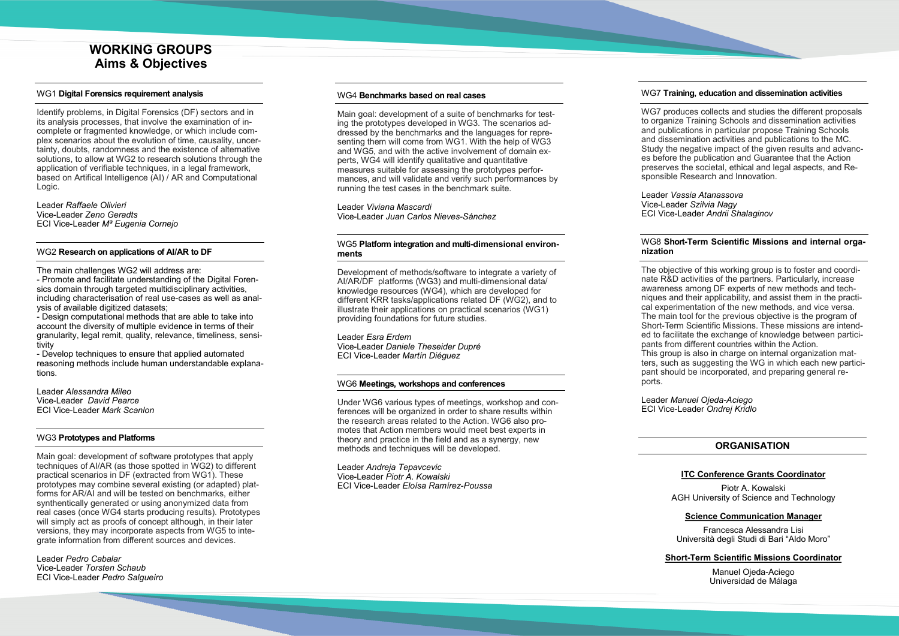# WORKING GROUPS
# Aims & Objectives

## WG1 **Digital Forensics requirement analysis**

Identify problems, in Digital Forensics (DF) sectors and in its analysis processes, that involve the examination of incomplete or fragmented knowledge, or which include complex scenarios about the evolution of time, causality, uncertainty, doubts, randomness and the existence of alternative solutions, to allow at WG2 to research solutions through the application of verifiable techniques, in a legal framework, based on Artifical Intelligence (AI) / AR and Computational Logic.

Leader *Raffaele Olivieri*
Vice-Leader *Zeno Geradts*
ECI Vice-Leader *Mª Eugenia Cornejo*

## WG2 **Research on applications of AI/AR to DF**

The main challenges WG2 will address are:
- Promote and facilitate understanding of the Digital Forensics domain through targeted multidisciplinary activities, including characterisation of real use-cases as well as analysis of available digitized datasets;
- Design computational methods that are able to take into account the diversity of multiple evidence in terms of their granularity, legal remit, quality, relevance, timeliness, sensitivity
- Develop techniques to ensure that applied automated reasoning methods include human understandable explanations.

Leader *Alessandra Mileo*
Vice-Leader *David Pearce*
ECI Vice-Leader *Mark Scanlon*

## WG3 **Prototypes and Platforms**

Main goal: development of software prototypes that apply techniques of AI/AR (as those spotted in WG2) to different practical scenarios in DF (extracted from WG1). These prototypes may combine several existing (or adapted) platforms for AR/AI and will be tested on benchmarks, either synthetically generated or using anonymized data from real cases (once WG4 starts producing results). Prototypes will simply act as proofs of concept although, in their later versions, they may incorporate aspects from WG5 to integrate information from different sources and devices.

Leader *Pedro Cabalar*
Vice-Leader *Torsten Schaub*
ECI Vice-Leader *Pedro Salgueiro*

## WG4 **Benchmarks based on real cases**

Main goal: development of a suite of benchmarks for testing the prototypes developed in WG3. The scenarios addressed by the benchmarks and the languages for representing them will come from WG1. With the help of WG3 and WG5, and with the active involvement of domain experts, WG4 will identify qualitative and quantitative measures suitable for assessing the prototypes performances, and will validate and verify such performances by running the test cases in the benchmark suite.

Leader *Viviana Mascardi*
Vice-Leader *Juan Carlos Nieves-Sánchez*

## WG5 **Platform integration and multi-dimensional environments**

Development of methods/software to integrate a variety of AI/AR/DF platforms (WG3) and multi-dimensional data/knowledge resources (WG4), which are developed for different KRR tasks/applications related DF (WG2), and to illustrate their applications on practical scenarios (WG1) providing foundations for future studies.

Leader *Esra Erdem*
Vice-Leader *Daniele Theseider Dupré*
ECI Vice-Leader *Martín Diéguez*

## WG6 **Meetings, workshops and conferences**

Under WG6 various types of meetings, workshop and conferences will be organized in order to share results within the research areas related to the Action. WG6 also promotes that Action members would meet best experts in theory and practice in the field and as a synergy, new methods and techniques will be developed.

Leader *Andreja Tepavcevic*
Vice-Leader *Piotr A. Kowalski*
ECI Vice-Leader *Eloísa Ramírez-Poussa*

## WG7 **Training, education and dissemination activities**

WG7 produces collects and studies the different proposals to organize Training Schools and dissemination activities and publications in particular propose Training Schools and dissemination activities and publications to the MC. Study the negative impact of the given results and advances before the publication and Guarantee that the Action preserves the societal, ethical and legal aspects, and Responsible Research and Innovation.

Leader *Vassia Atanassova*
Vice-Leader *Szilvia Nagy*
ECI Vice-Leader *Andrii Shalaginov*

## WG8 **Short-Term Scientific Missions and internal organization**

The objective of this working group is to foster and coordinate R&D activities of the partners. Particularly, increase awareness among DF experts of new methods and techniques and their applicability, and assist them in the practical experimentation of the new methods, and vice versa. The main tool for the previous objective is the program of Short-Term Scientific Missions. These missions are intended to facilitate the exchange of knowledge between participants from different countries within the Action.
This group is also in charge on internal organization matters, such as suggesting the WG in which each new participant should be incorporated, and preparing general reports.

Leader *Manuel Ojeda-Aciego*
ECI Vice-Leader *Ondrej Kridlo*

## ORGANISATION

**ITC Conference Grants Coordinator**

Piotr A. Kowalski
AGH University of Science and Technology

**Science Communication Manager**

Francesca Alessandra Lisi
Università degli Studi di Bari "Aldo Moro"

**Short-Term Scientific Missions Coordinator**

Manuel Ojeda-Aciego
Universidad de Málaga